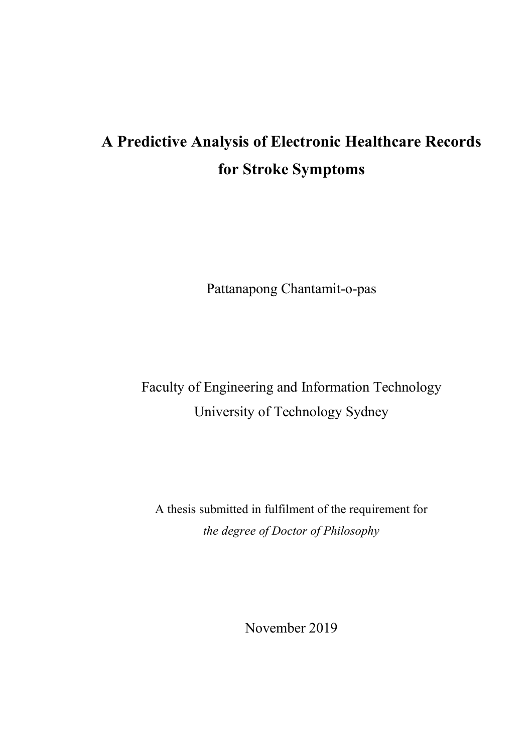# A Predictive Analysis of Electronic Healthcare Records for Stroke Symptoms

Pattanapong Chantamit-o-pas

Faculty of Engineering and Information Technology

University of Technology Sydney

A thesis submitted in fulfilment of the requirement for

*the degree of Doctor of Philosophy*

November 2019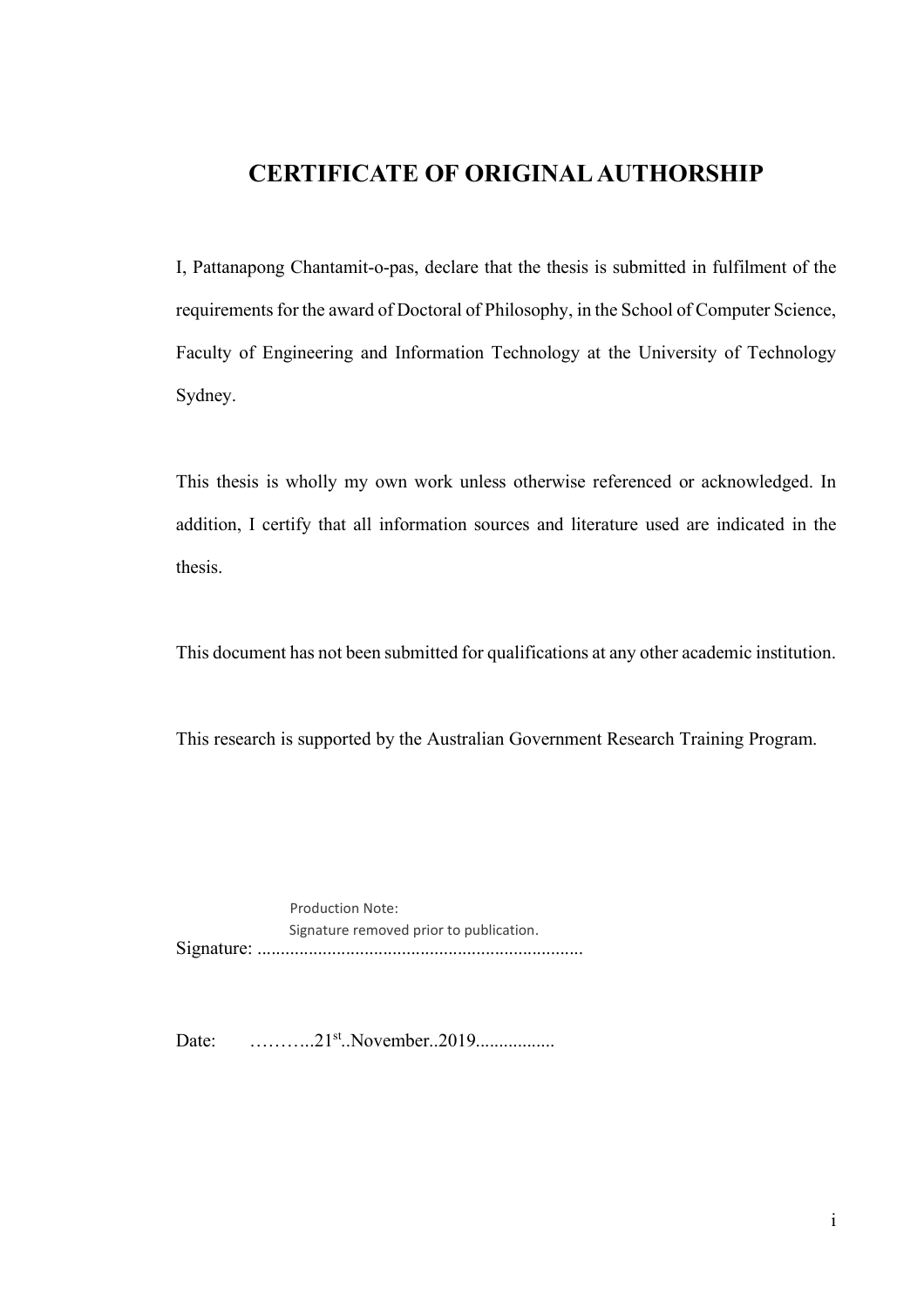# CERTIFICATE OF ORIGINAL AUTHORSHIP

I, Pattanapong Chantamit-o-pas, declare that the thesis is submitted in fulfilment of the requirements for the award of Doctoral of Philosophy, in the School of Computer Science, Faculty of Engineering and Information Technology at the University of Technology Sydney.

This thesis is wholly my own work unless otherwise referenced or acknowledged. In addition, I certify that all information sources and literature used are indicated in the thesis.

This document has not been submitted for qualifications at any other academic institution.

This research is supported by the Australian Government Research Training Program.

Production Note:
Signature removed prior to publication.

Signature: ......................................................................

Date: ………..21st..November..2019.................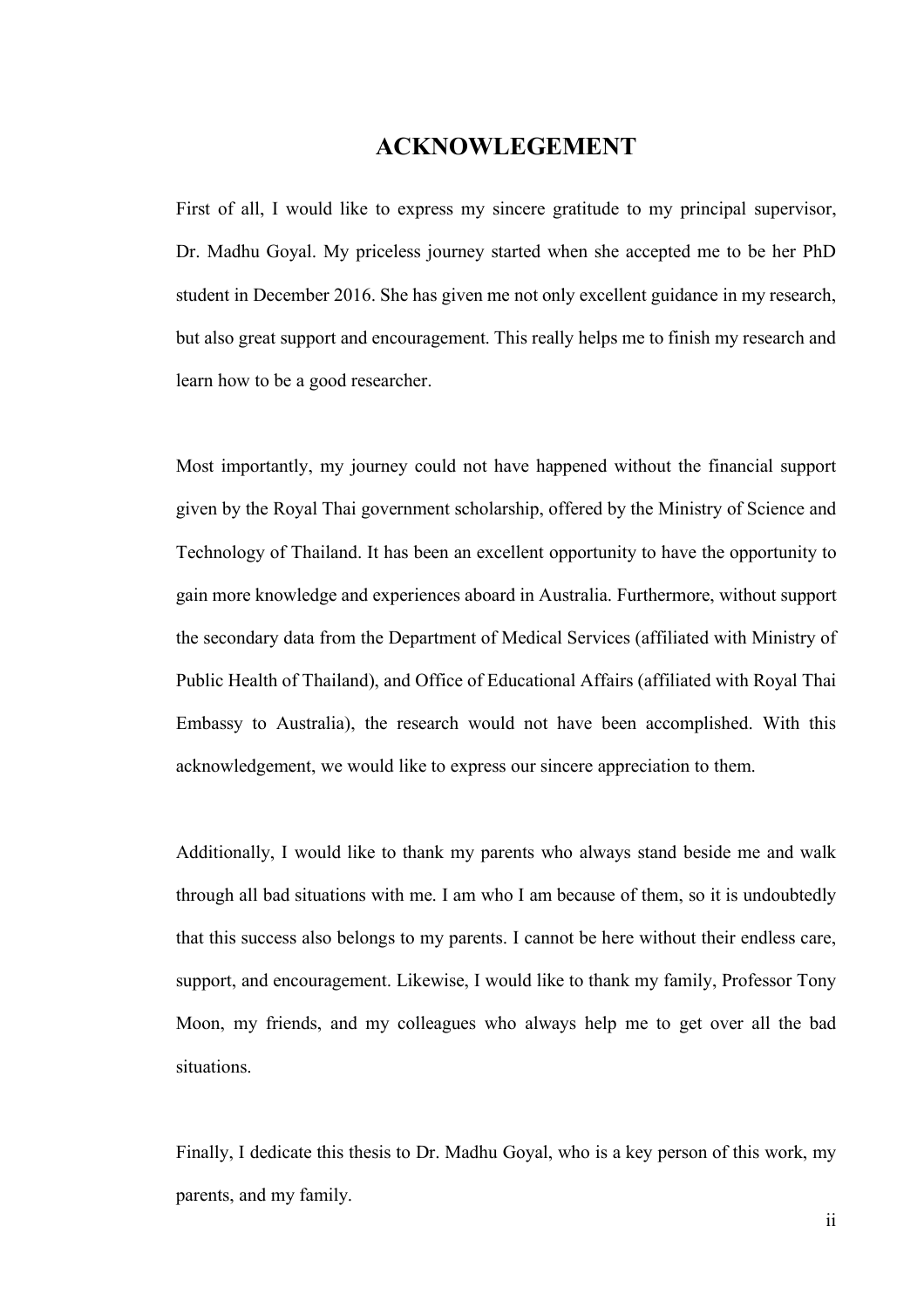# ACKNOWLEGEMENT

First of all, I would like to express my sincere gratitude to my principal supervisor, Dr. Madhu Goyal. My priceless journey started when she accepted me to be her PhD student in December 2016. She has given me not only excellent guidance in my research, but also great support and encouragement. This really helps me to finish my research and learn how to be a good researcher.

Most importantly, my journey could not have happened without the financial support given by the Royal Thai government scholarship, offered by the Ministry of Science and Technology of Thailand. It has been an excellent opportunity to have the opportunity to gain more knowledge and experiences aboard in Australia. Furthermore, without support the secondary data from the Department of Medical Services (affiliated with Ministry of Public Health of Thailand), and Office of Educational Affairs (affiliated with Royal Thai Embassy to Australia), the research would not have been accomplished. With this acknowledgement, we would like to express our sincere appreciation to them.

Additionally, I would like to thank my parents who always stand beside me and walk through all bad situations with me. I am who I am because of them, so it is undoubtedly that this success also belongs to my parents. I cannot be here without their endless care, support, and encouragement. Likewise, I would like to thank my family, Professor Tony Moon, my friends, and my colleagues who always help me to get over all the bad situations.

Finally, I dedicate this thesis to Dr. Madhu Goyal, who is a key person of this work, my parents, and my family.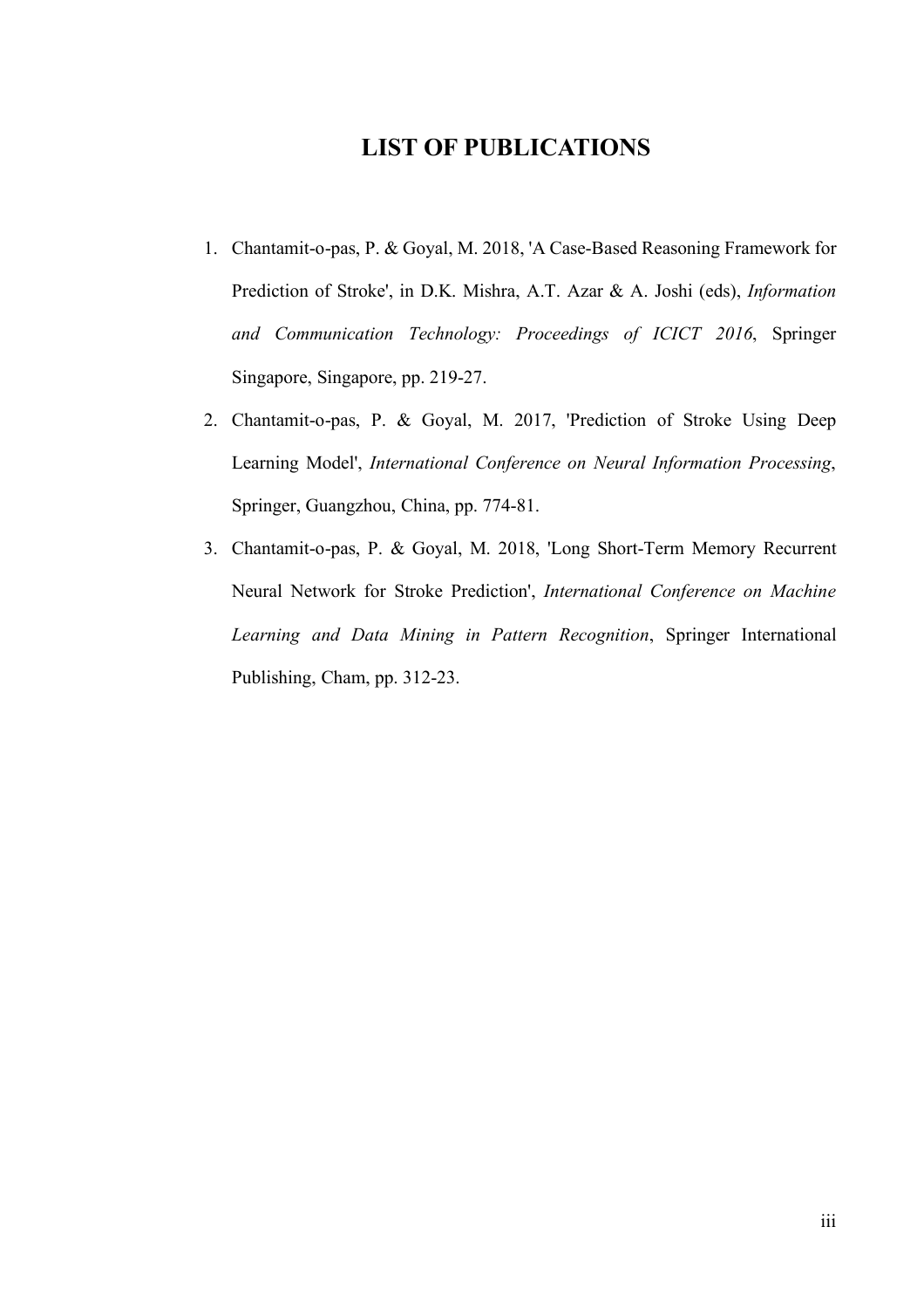# LIST OF PUBLICATIONS

1. Chantamit-o-pas, P. & Goyal, M. 2018, 'A Case-Based Reasoning Framework for Prediction of Stroke', in D.K. Mishra, A.T. Azar & A. Joshi (eds), *Information and Communication Technology: Proceedings of ICICT 2016*, Springer Singapore, Singapore, pp. 219-27.
2. Chantamit-o-pas, P. & Goyal, M. 2017, 'Prediction of Stroke Using Deep Learning Model', *International Conference on Neural Information Processing*, Springer, Guangzhou, China, pp. 774-81.
3. Chantamit-o-pas, P. & Goyal, M. 2018, 'Long Short-Term Memory Recurrent Neural Network for Stroke Prediction', *International Conference on Machine Learning and Data Mining in Pattern Recognition*, Springer International Publishing, Cham, pp. 312-23.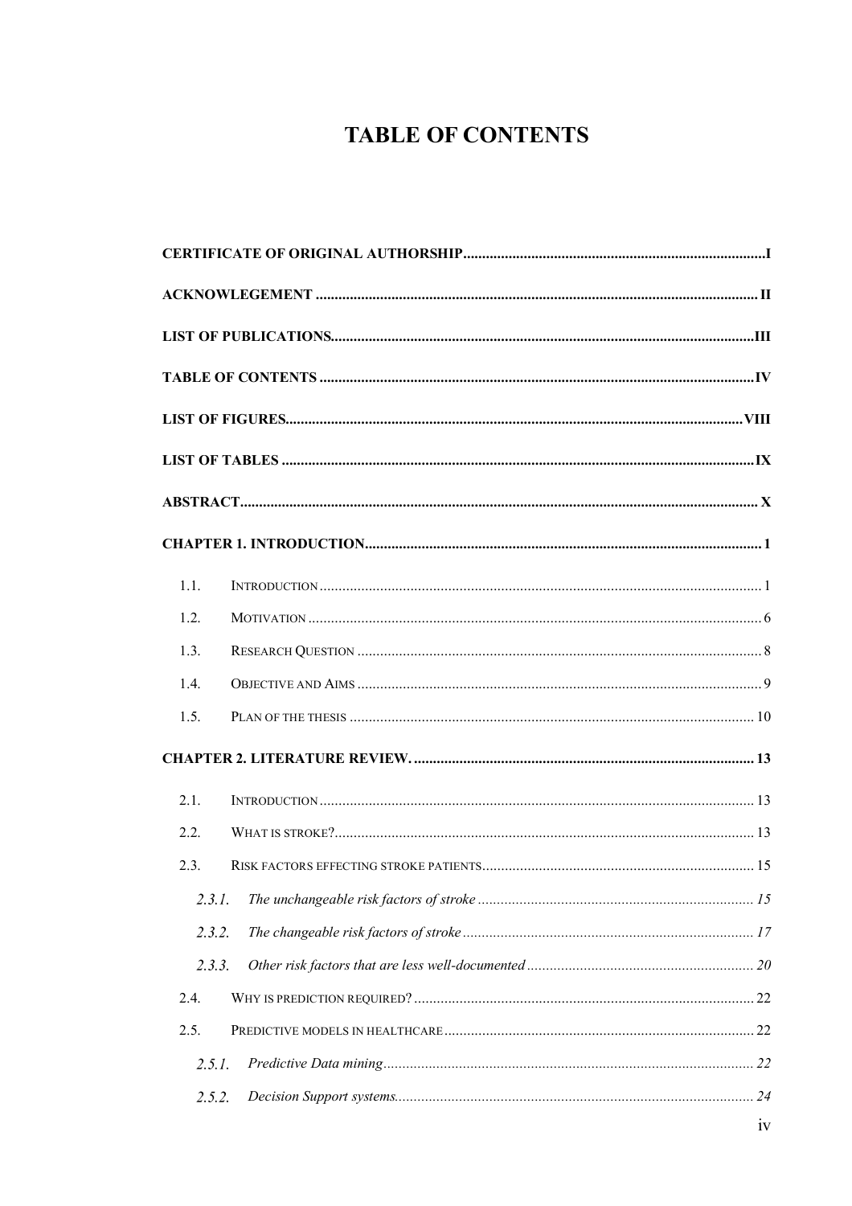# TABLE OF CONTENTS

**CERTIFICATE OF ORIGINAL AUTHORSHIP** ........ I

**ACKNOWLEGEMENT** ........ II

**LIST OF PUBLICATIONS** ........ III

**TABLE OF CONTENTS** ........ IV

**LIST OF FIGURES** ........ VIII

**LIST OF TABLES** ........ IX

**ABSTRACT** ........ X

**CHAPTER 1. INTRODUCTION** ........ 1

- 1.1. INTRODUCTION ........ 1
- 1.2. MOTIVATION ........ 6
- 1.3. RESEARCH QUESTION ........ 8
- 1.4. OBJECTIVE AND AIMS ........ 9
- 1.5. PLAN OF THE THESIS ........ 10

**CHAPTER 2. LITERATURE REVIEW.** ........ 13

- 2.1. INTRODUCTION ........ 13
- 2.2. WHAT IS STROKE? ........ 13
- 2.3. RISK FACTORS EFFECTING STROKE PATIENTS ........ 15
  - *2.3.1. The unchangeable risk factors of stroke* ........ 15
  - *2.3.2. The changeable risk factors of stroke* ........ 17
  - *2.3.3. Other risk factors that are less well-documented* ........ 20
- 2.4. WHY IS PREDICTION REQUIRED? ........ 22
- 2.5. PREDICTIVE MODELS IN HEALTHCARE ........ 22
  - *2.5.1. Predictive Data mining* ........ 22
  - *2.5.2. Decision Support systems* ........ 24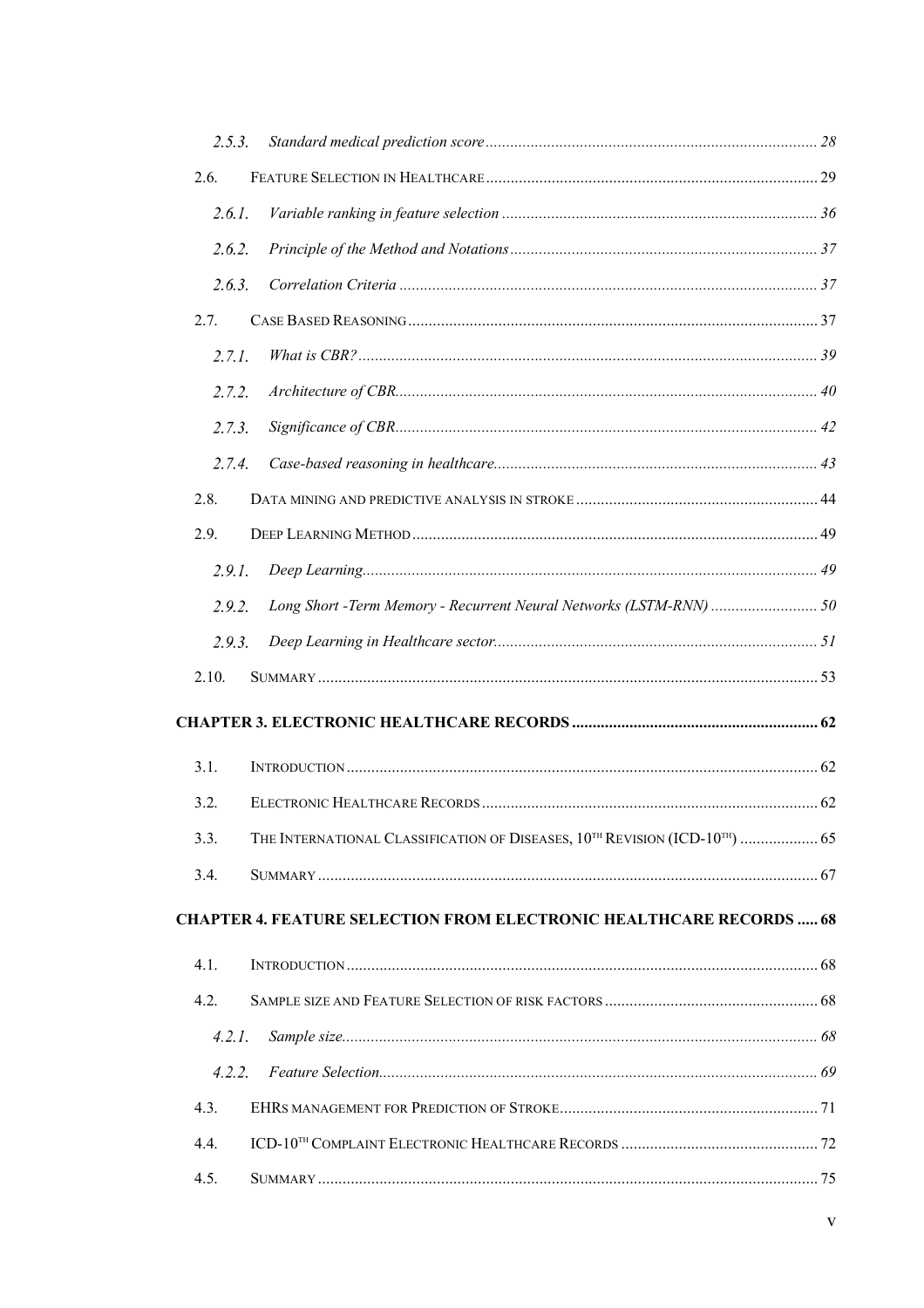| | | |
|---|---|---|
| *2.5.3.* | *Standard medical prediction score* | *28* |
| 2.6. | FEATURE SELECTION IN HEALTHCARE | 29 |
| *2.6.1.* | *Variable ranking in feature selection* | *36* |
| *2.6.2.* | *Principle of the Method and Notations* | *37* |
| *2.6.3.* | *Correlation Criteria* | *37* |
| 2.7. | CASE BASED REASONING | 37 |
| *2.7.1.* | *What is CBR?* | *39* |
| *2.7.2.* | *Architecture of CBR* | *40* |
| *2.7.3.* | *Significance of CBR* | *42* |
| *2.7.4.* | *Case-based reasoning in healthcare* | *43* |
| 2.8. | DATA MINING AND PREDICTIVE ANALYSIS IN STROKE | 44 |
| 2.9. | DEEP LEARNING METHOD | 49 |
| *2.9.1.* | *Deep Learning* | *49* |
| *2.9.2.* | *Long Short -Term Memory - Recurrent Neural Networks (LSTM-RNN)* | *50* |
| *2.9.3.* | *Deep Learning in Healthcare sector* | *51* |
| 2.10. | SUMMARY | 53 |

**CHAPTER 3. ELECTRONIC HEALTHCARE RECORDS ........ 62**

| | | |
|---|---|---|
| 3.1. | INTRODUCTION | 62 |
| 3.2. | ELECTRONIC HEALTHCARE RECORDS | 62 |
| 3.3. | THE INTERNATIONAL CLASSIFICATION OF DISEASES, 10TH REVISION (ICD-10TH) | 65 |
| 3.4. | SUMMARY | 67 |

**CHAPTER 4. FEATURE SELECTION FROM ELECTRONIC HEALTHCARE RECORDS ..... 68**

| | | |
|---|---|---|
| 4.1. | INTRODUCTION | 68 |
| 4.2. | SAMPLE SIZE AND FEATURE SELECTION OF RISK FACTORS | 68 |
| *4.2.1.* | *Sample size* | *68* |
| *4.2.2.* | *Feature Selection* | *69* |
| 4.3. | EHRS MANAGEMENT FOR PREDICTION OF STROKE | 71 |
| 4.4. | ICD-10TH COMPLAINT ELECTRONIC HEALTHCARE RECORDS | 72 |
| 4.5. | SUMMARY | 75 |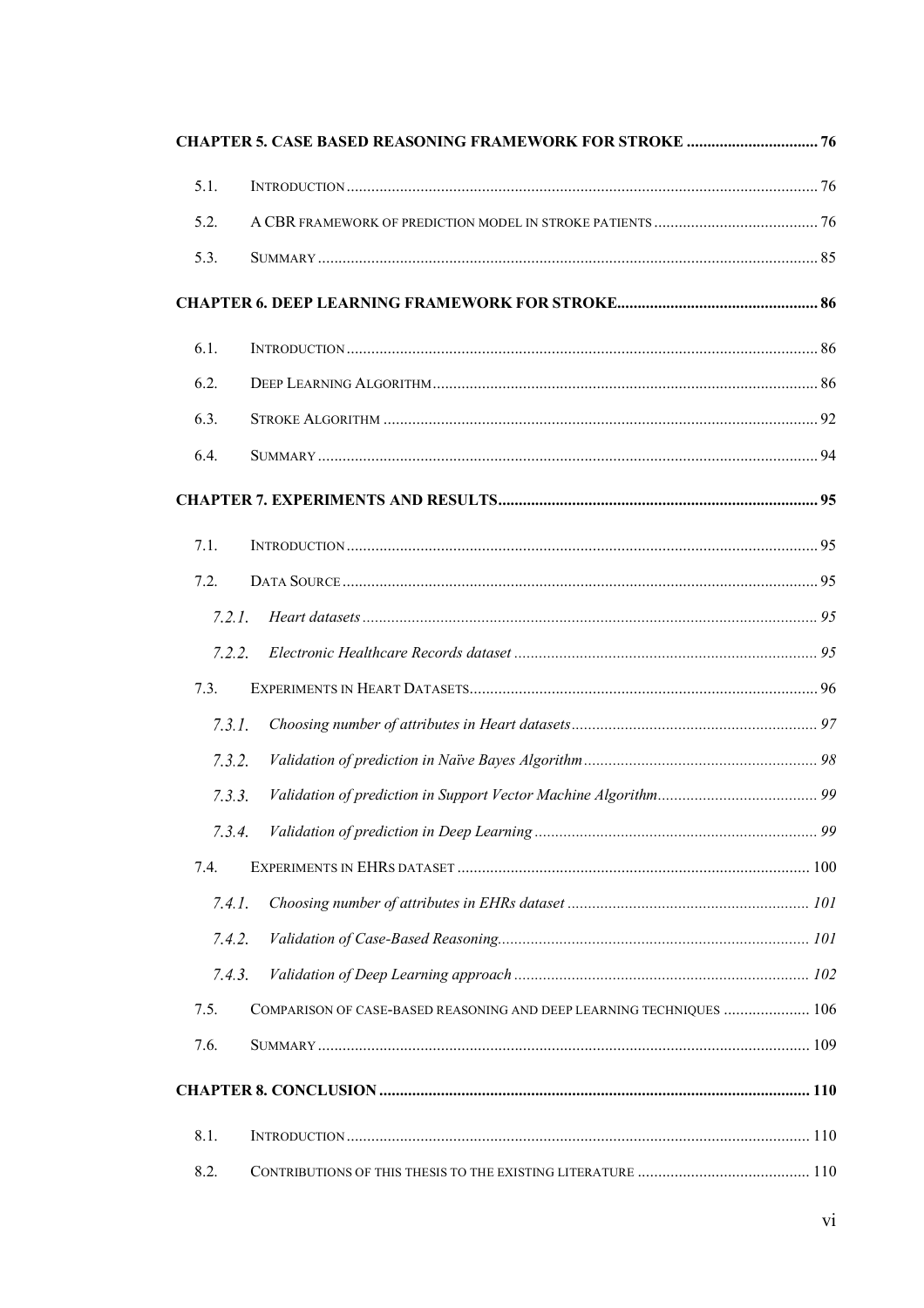**CHAPTER 5. CASE BASED REASONING FRAMEWORK FOR STROKE ................................ 76**

5.1. INTRODUCTION ........................................................................................................... 76

5.2. A CBR FRAMEWORK OF PREDICTION MODEL IN STROKE PATIENTS ........................................ 76

5.3. SUMMARY ................................................................................................................. 85

**CHAPTER 6. DEEP LEARNING FRAMEWORK FOR STROKE................................................ 86**

6.1. INTRODUCTION ........................................................................................................... 86

6.2. DEEP LEARNING ALGORITHM ...................................................................................... 86

6.3. STROKE ALGORITHM .................................................................................................. 92

6.4. SUMMARY ................................................................................................................. 94

**CHAPTER 7. EXPERIMENTS AND RESULTS............................................................................ 95**

7.1. INTRODUCTION ........................................................................................................... 95

7.2. DATA SOURCE ............................................................................................................ 95

*7.2.1. Heart datasets ........................................................................................................ 95*

*7.2.2. Electronic Healthcare Records dataset ................................................................... 95*

7.3. EXPERIMENTS IN HEART DATASETS............................................................................ 96

*7.3.1. Choosing number of attributes in Heart datasets ..................................................... 97*

*7.3.2. Validation of prediction in Naïve Bayes Algorithm ................................................. 98*

*7.3.3. Validation of prediction in Support Vector Machine Algorithm................................ 99*

*7.3.4. Validation of prediction in Deep Learning .............................................................. 99*

7.4. EXPERIMENTS IN EHRS DATASET ............................................................................. 100

*7.4.1. Choosing number of attributes in EHRs dataset .................................................... 101*

*7.4.2. Validation of Case-Based Reasoning..................................................................... 101*

*7.4.3. Validation of Deep Learning approach ................................................................. 102*

7.5. COMPARISON OF CASE-BASED REASONING AND DEEP LEARNING TECHNIQUES ..................... 106

7.6. SUMMARY ............................................................................................................... 109

**CHAPTER 8. CONCLUSION ................................................................................................. 110**

8.1. INTRODUCTION ......................................................................................................... 110

8.2. CONTRIBUTIONS OF THIS THESIS TO THE EXISTING LITERATURE .......................................... 110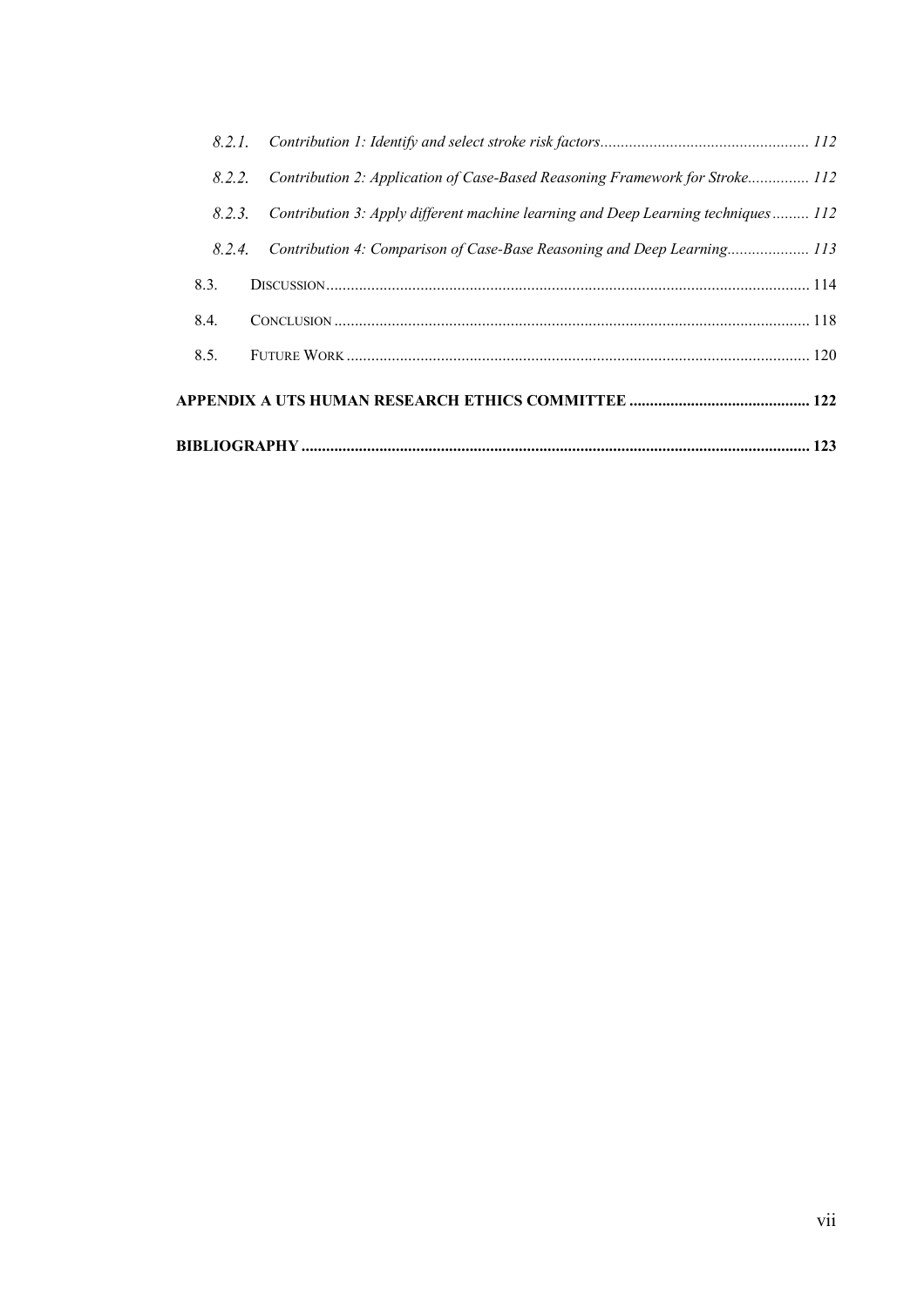*8.2.1. Contribution 1: Identify and select stroke risk factors* ........ *112*

*8.2.2. Contribution 2: Application of Case-Based Reasoning Framework for Stroke* ........ *112*

*8.2.3. Contribution 3: Apply different machine learning and Deep Learning techniques* ........ *112*

*8.2.4. Contribution 4: Comparison of Case-Base Reasoning and Deep Learning* ........ *113*

8.3. DISCUSSION ........ 114

8.4. CONCLUSION ........ 118

8.5. FUTURE WORK ........ 120

**APPENDIX A UTS HUMAN RESEARCH ETHICS COMMITTEE ........ 122**

**BIBLIOGRAPHY ........ 123**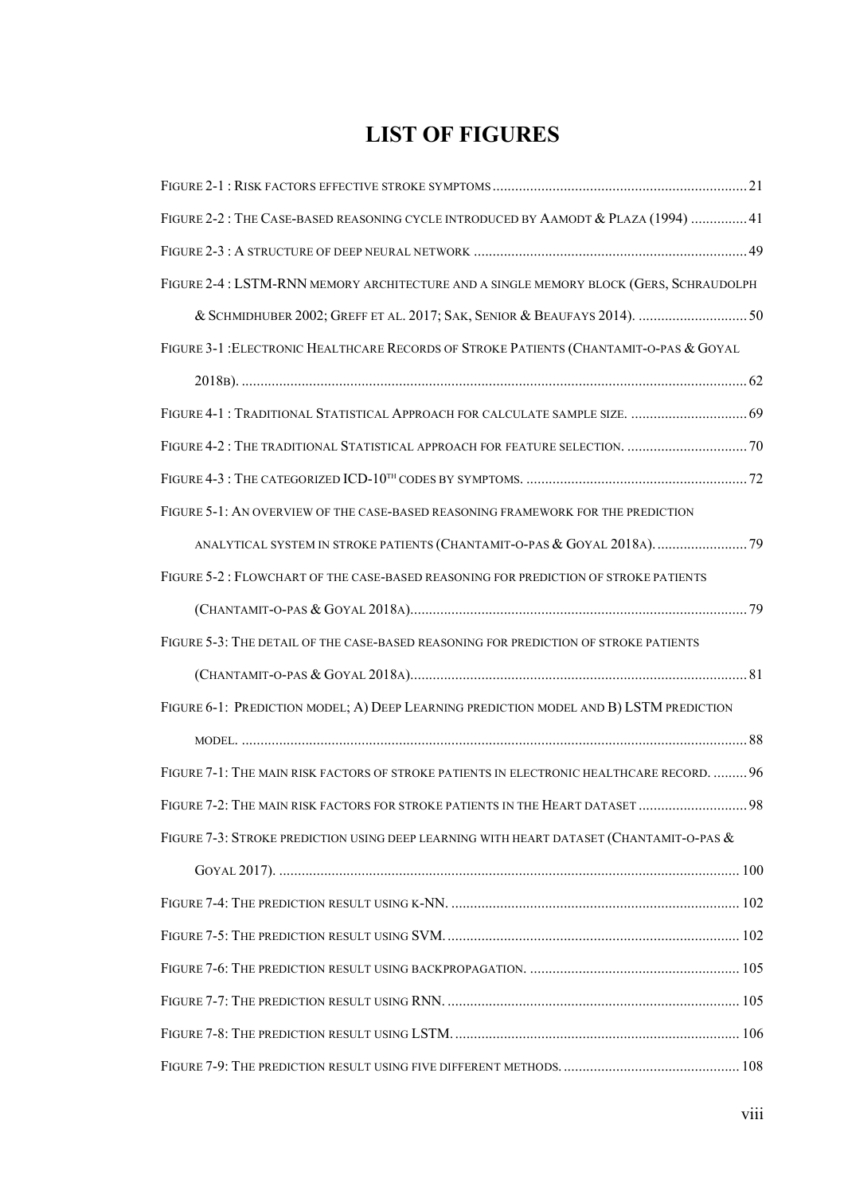# LIST OF FIGURES

Figure 2-1 : Risk factors effective stroke symptoms .................................................................... 21

Figure 2-2 : The Case-based reasoning cycle introduced by Aamodt & Plaza (1994) ............... 41

Figure 2-3 : A structure of deep neural network ......................................................................... 49

Figure 2-4 : LSTM-RNN memory architecture and a single memory block (Gers, Schraudolph & Schmidhuber 2002; Greff et al. 2017; Sak, Senior & Beaufays 2014). ............................. 50

Figure 3-1 :Electronic Healthcare Records of Stroke Patients (Chantamit-o-pas & Goyal 2018b). ...................................................................................................................................... 62

Figure 4-1 : Traditional Statistical Approach for calculate sample size. ............................... 69

Figure 4-2 : The traditional Statistical approach for feature selection. ................................ 70

Figure 4-3 : The categorized ICD-10$^{th}$ codes by symptoms. ........................................................... 72

Figure 5-1: An overview of the case-based reasoning framework for the prediction analytical system in stroke patients (Chantamit-o-pas & Goyal 2018a). ......................... 79

Figure 5-2 : Flowchart of the case-based reasoning for prediction of stroke patients (Chantamit-o-pas & Goyal 2018a). ......................................................................................... 79

Figure 5-3: The detail of the case-based reasoning for prediction of stroke patients (Chantamit-o-pas & Goyal 2018a). ......................................................................................... 81

Figure 6-1: Prediction model; A) Deep Learning prediction model and B) LSTM prediction model. ...................................................................................................................................... 88

Figure 7-1: The main risk factors of stroke patients in electronic healthcare record. ......... 96

Figure 7-2: The main risk factors for stroke patients in the Heart dataset ............................. 98

Figure 7-3: Stroke prediction using deep learning with heart dataset (Chantamit-o-pas & Goyal 2017). ......................................................................................................................... 100

Figure 7-4: The prediction result using k-NN. ............................................................................ 102

Figure 7-5: The prediction result using SVM. ............................................................................. 102

Figure 7-6: The prediction result using backpropagation. ........................................................ 105

Figure 7-7: The prediction result using RNN. ............................................................................. 105

Figure 7-8: The prediction result using LSTM. ........................................................................... 106

Figure 7-9: The prediction result using five different methods. ............................................... 108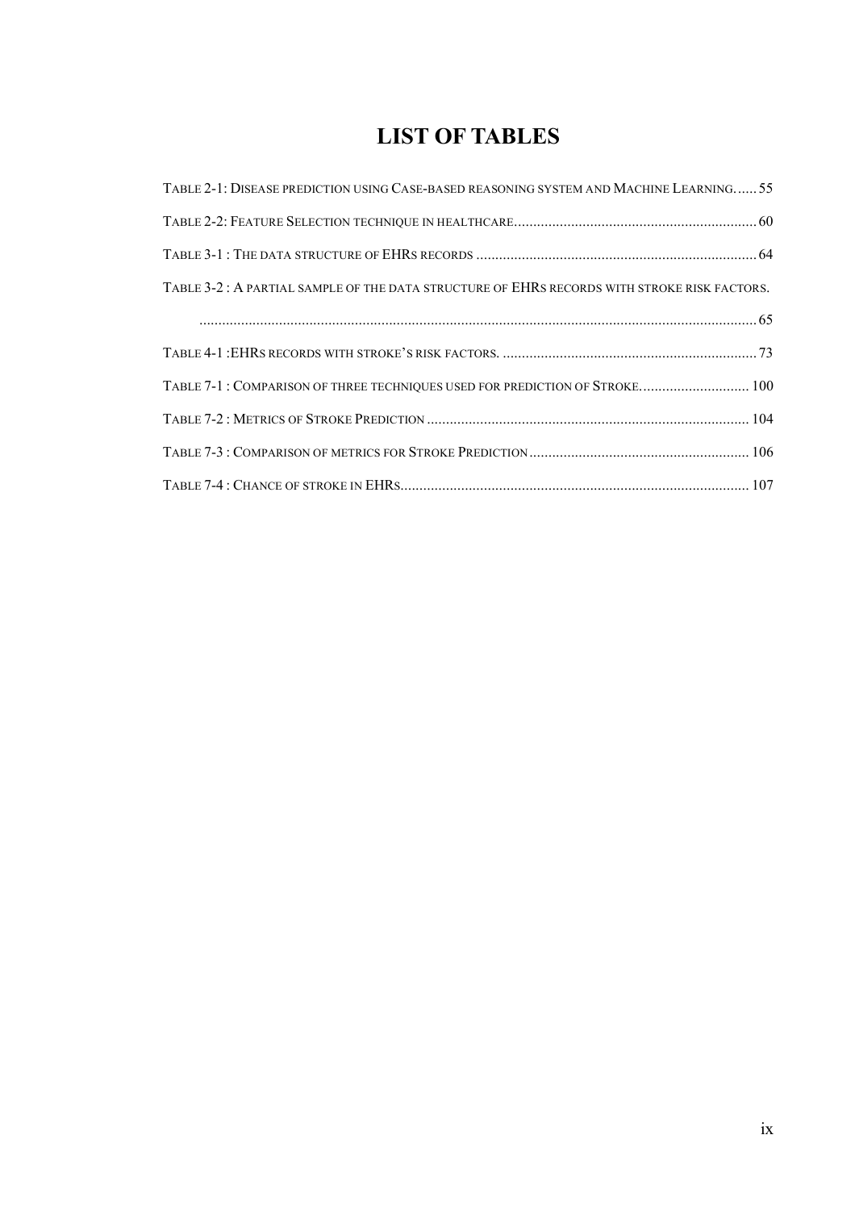# LIST OF TABLES

TABLE 2-1: DISEASE PREDICTION USING CASE-BASED REASONING SYSTEM AND MACHINE LEARNING...... 55

TABLE 2-2: FEATURE SELECTION TECHNIQUE IN HEALTHCARE................................................................ 60

TABLE 3-1 : THE DATA STRUCTURE OF EHRS RECORDS .......................................................................... 64

TABLE 3-2 : A PARTIAL SAMPLE OF THE DATA STRUCTURE OF EHRS RECORDS WITH STROKE RISK FACTORS. ........................................................................................................................................... 65

TABLE 4-1 :EHRS RECORDS WITH STROKE'S RISK FACTORS. ................................................................... 73

TABLE 7-1 : COMPARISON OF THREE TECHNIQUES USED FOR PREDICTION OF STROKE............................ 100

TABLE 7-2 : METRICS OF STROKE PREDICTION .................................................................................... 104

TABLE 7-3 : COMPARISON OF METRICS FOR STROKE PREDICTION ......................................................... 106

TABLE 7-4 : CHANCE OF STROKE IN EHRS........................................................................................... 107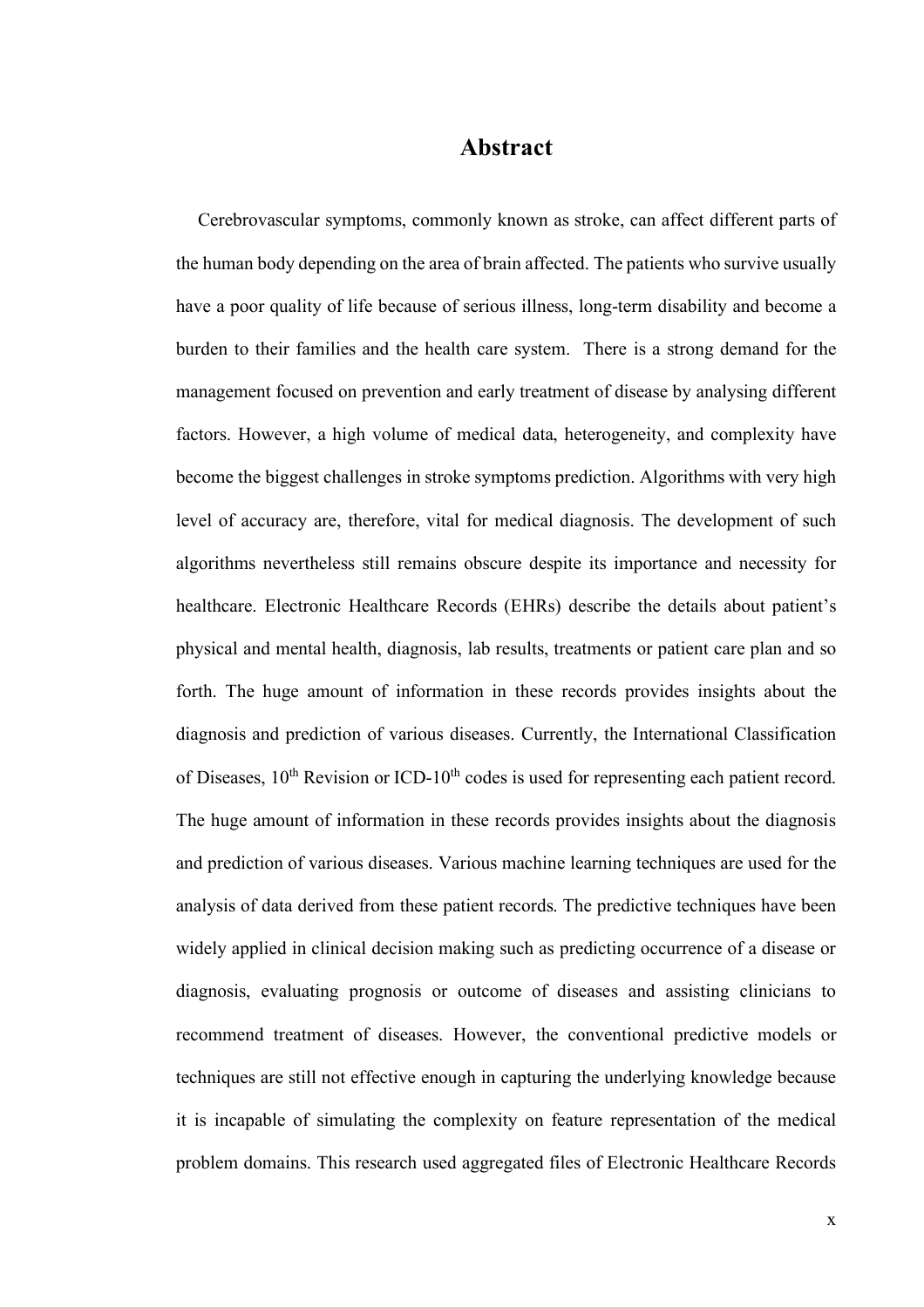# Abstract

Cerebrovascular symptoms, commonly known as stroke, can affect different parts of the human body depending on the area of brain affected. The patients who survive usually have a poor quality of life because of serious illness, long-term disability and become a burden to their families and the health care system. There is a strong demand for the management focused on prevention and early treatment of disease by analysing different factors. However, a high volume of medical data, heterogeneity, and complexity have become the biggest challenges in stroke symptoms prediction. Algorithms with very high level of accuracy are, therefore, vital for medical diagnosis. The development of such algorithms nevertheless still remains obscure despite its importance and necessity for healthcare. Electronic Healthcare Records (EHRs) describe the details about patient's physical and mental health, diagnosis, lab results, treatments or patient care plan and so forth. The huge amount of information in these records provides insights about the diagnosis and prediction of various diseases. Currently, the International Classification of Diseases, 10$^{th}$ Revision or ICD-10$^{th}$ codes is used for representing each patient record. The huge amount of information in these records provides insights about the diagnosis and prediction of various diseases. Various machine learning techniques are used for the analysis of data derived from these patient records. The predictive techniques have been widely applied in clinical decision making such as predicting occurrence of a disease or diagnosis, evaluating prognosis or outcome of diseases and assisting clinicians to recommend treatment of diseases. However, the conventional predictive models or techniques are still not effective enough in capturing the underlying knowledge because it is incapable of simulating the complexity on feature representation of the medical problem domains. This research used aggregated files of Electronic Healthcare Records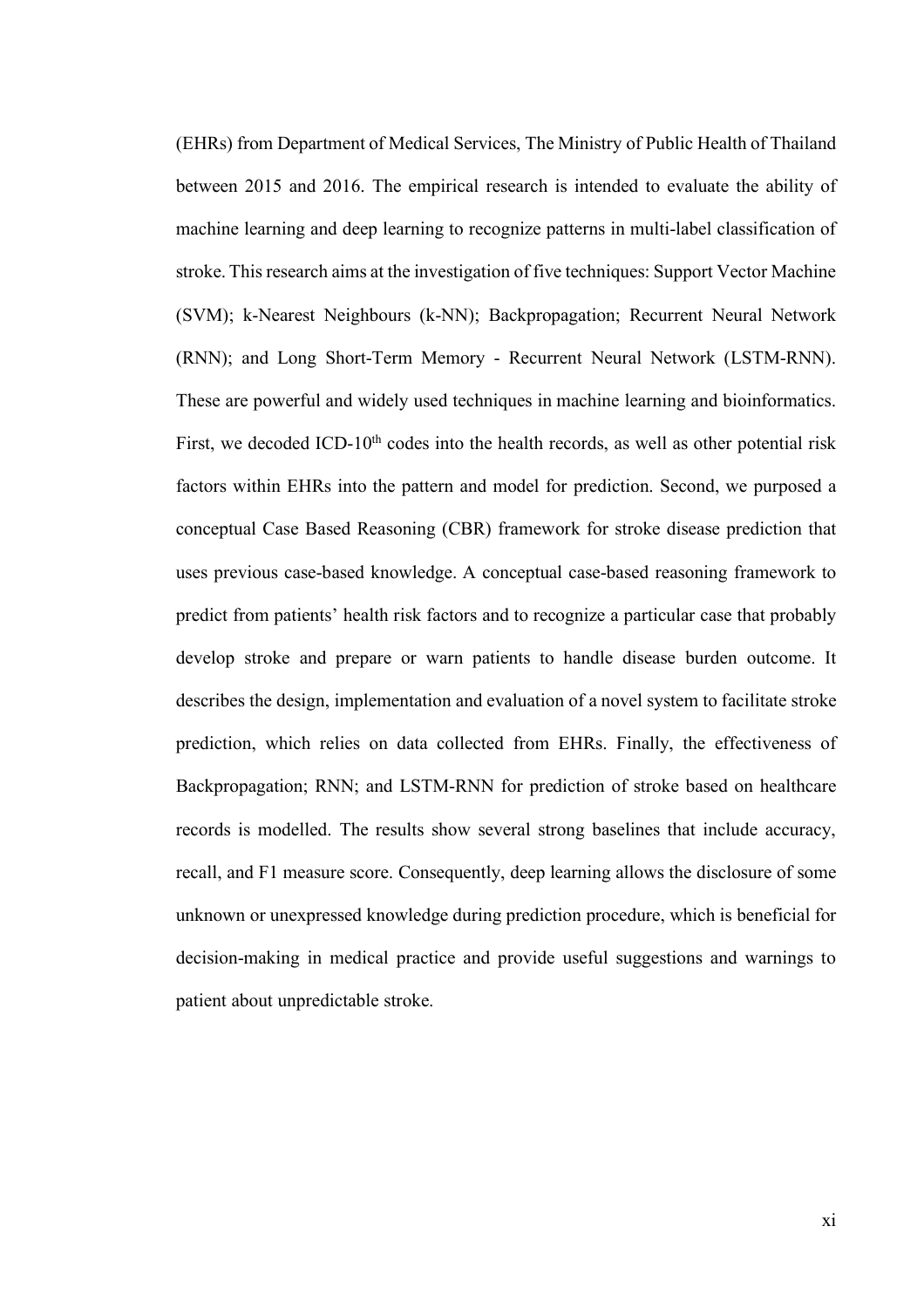(EHRs) from Department of Medical Services, The Ministry of Public Health of Thailand between 2015 and 2016. The empirical research is intended to evaluate the ability of machine learning and deep learning to recognize patterns in multi-label classification of stroke. This research aims at the investigation of five techniques: Support Vector Machine (SVM); k-Nearest Neighbours (k-NN); Backpropagation; Recurrent Neural Network (RNN); and Long Short-Term Memory - Recurrent Neural Network (LSTM-RNN). These are powerful and widely used techniques in machine learning and bioinformatics. First, we decoded ICD-10$^{th}$ codes into the health records, as well as other potential risk factors within EHRs into the pattern and model for prediction. Second, we purposed a conceptual Case Based Reasoning (CBR) framework for stroke disease prediction that uses previous case-based knowledge. A conceptual case-based reasoning framework to predict from patients' health risk factors and to recognize a particular case that probably develop stroke and prepare or warn patients to handle disease burden outcome. It describes the design, implementation and evaluation of a novel system to facilitate stroke prediction, which relies on data collected from EHRs. Finally, the effectiveness of Backpropagation; RNN; and LSTM-RNN for prediction of stroke based on healthcare records is modelled. The results show several strong baselines that include accuracy, recall, and F1 measure score. Consequently, deep learning allows the disclosure of some unknown or unexpressed knowledge during prediction procedure, which is beneficial for decision-making in medical practice and provide useful suggestions and warnings to patient about unpredictable stroke.